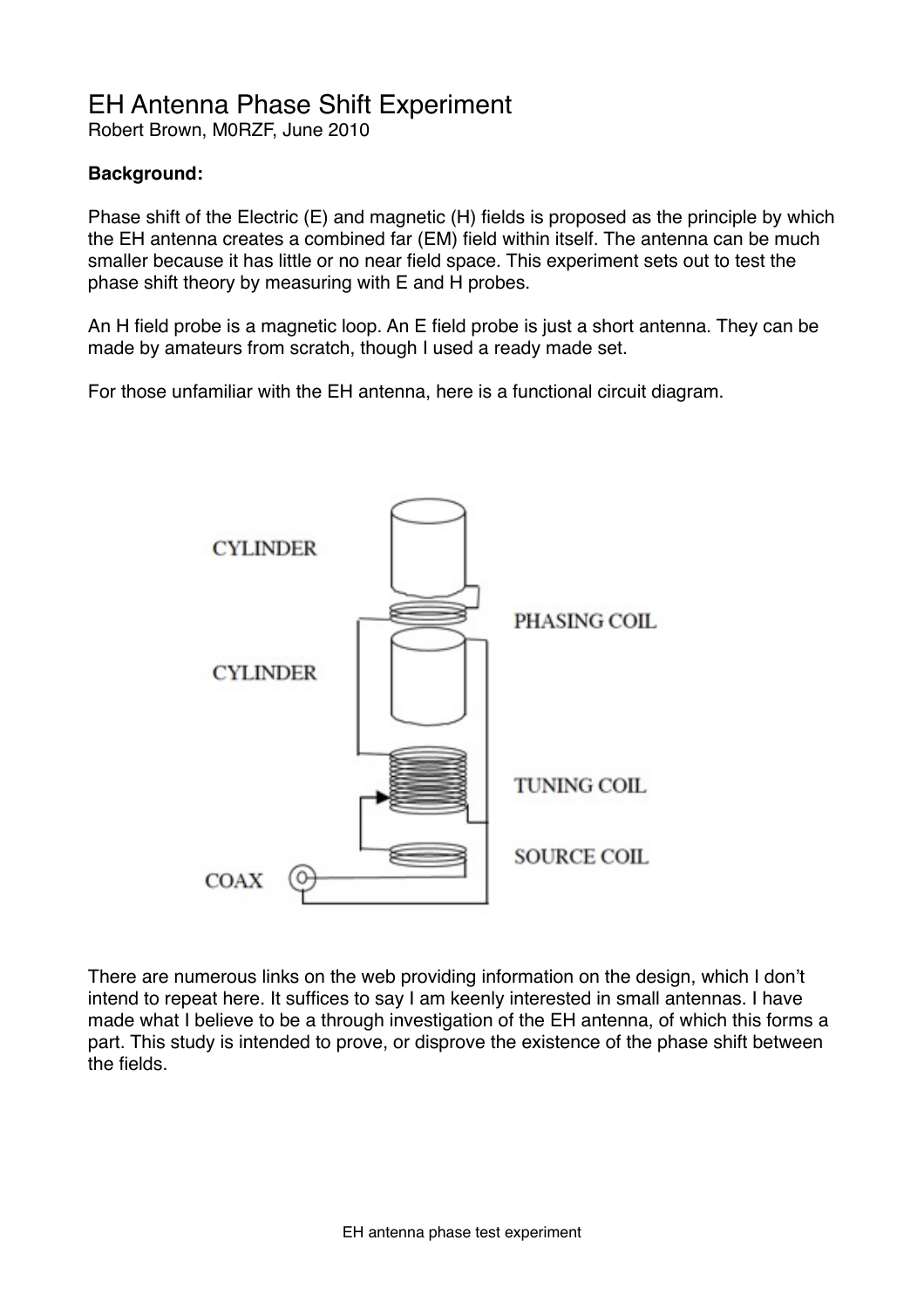# EH Antenna Phase Shift Experiment

Robert Brown, M0RZF, June 2010

**Background:**

Phase shift of the Electric (E) and magnetic (H) fields is proposed as the principle by which the EH antenna creates a combined far (EM) field within itself. The antenna can be much smaller because it has little or no near field space. This experiment sets out to test the phase shift theory by measuring with E and H probes.

An H field probe is a magnetic loop. An E field probe is just a short antenna. They can be made by amateurs from scratch, though I used a ready made set.

For those unfamiliar with the EH antenna, here is a functional circuit diagram.

There are numerous links on the web providing information on the design, which I don't intend to repeat here. It suffices to say I am keenly interested in small antennas. I have made what I believe to be a through investigation of the EH antenna, of which this forms a part. This study is intended to prove, or disprove the existence of the phase shift between the fields.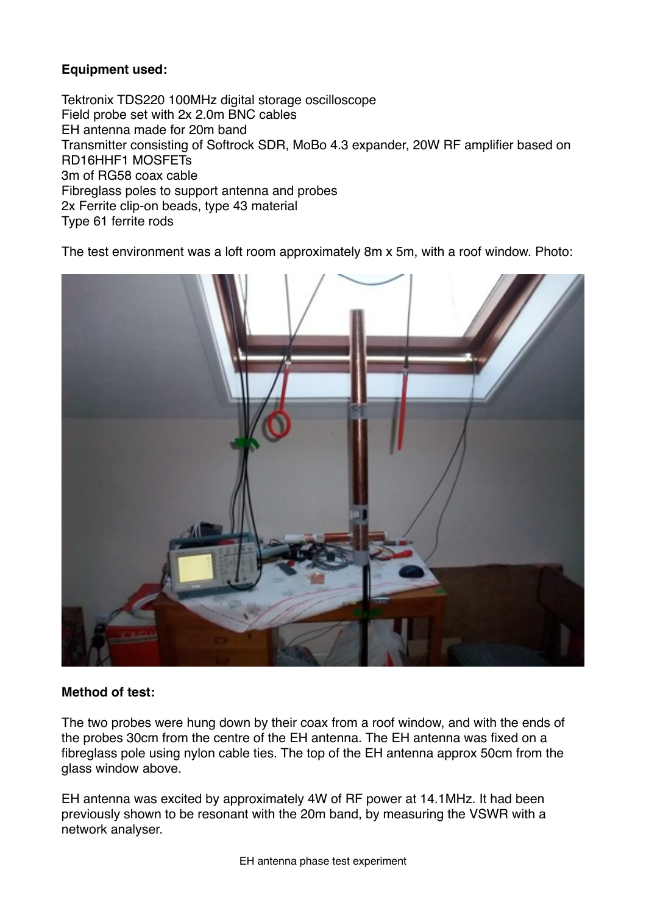**Equipment used:**

Tektronix TDS220 100MHz digital storage oscilloscope
Field probe set with 2x 2.0m BNC cables
EH antenna made for 20m band
Transmitter consisting of Softrock SDR, MoBo 4.3 expander, 20W RF amplifier based on RD16HHF1 MOSFETs
3m of RG58 coax cable
Fibreglass poles to support antenna and probes
2x Ferrite clip-on beads, type 43 material
Type 61 ferrite rods

The test environment was a loft room approximately 8m x 5m, with a roof window. Photo:

**Method of test:**

The two probes were hung down by their coax from a roof window, and with the ends of the probes 30cm from the centre of the EH antenna. The EH antenna was fixed on a fibreglass pole using nylon cable ties. The top of the EH antenna approx 50cm from the glass window above.

EH antenna was excited by approximately 4W of RF power at 14.1MHz. It had been previously shown to be resonant with the 20m band, by measuring the VSWR with a network analyser.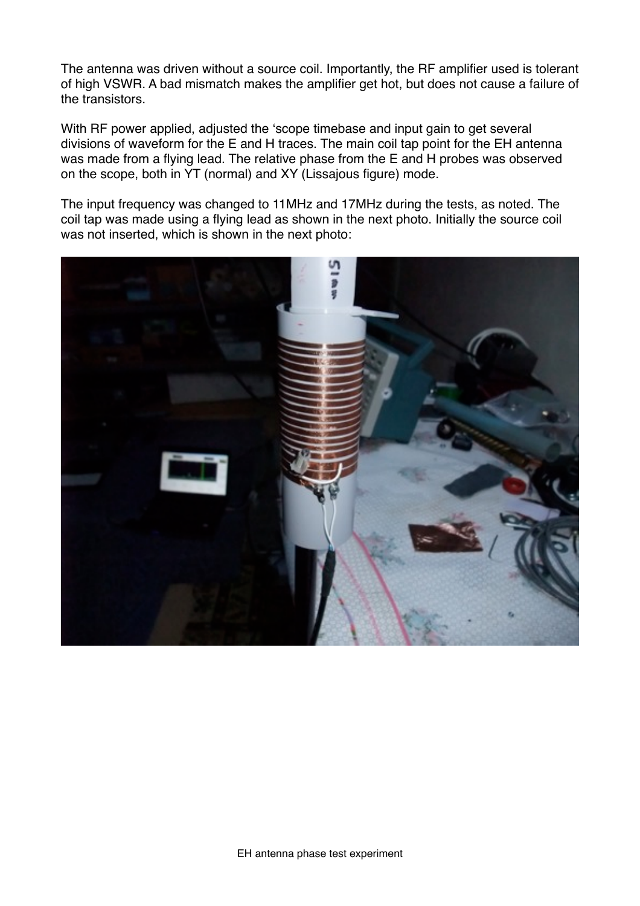The antenna was driven without a source coil. Importantly, the RF amplifier used is tolerant of high VSWR. A bad mismatch makes the amplifier get hot, but does not cause a failure of the transistors.

With RF power applied, adjusted the 'scope timebase and input gain to get several divisions of waveform for the E and H traces. The main coil tap point for the EH antenna was made from a flying lead. The relative phase from the E and H probes was observed on the scope, both in YT (normal) and XY (Lissajous figure) mode.

The input frequency was changed to 11MHz and 17MHz during the tests, as noted. The coil tap was made using a flying lead as shown in the next photo. Initially the source coil was not inserted, which is shown in the next photo: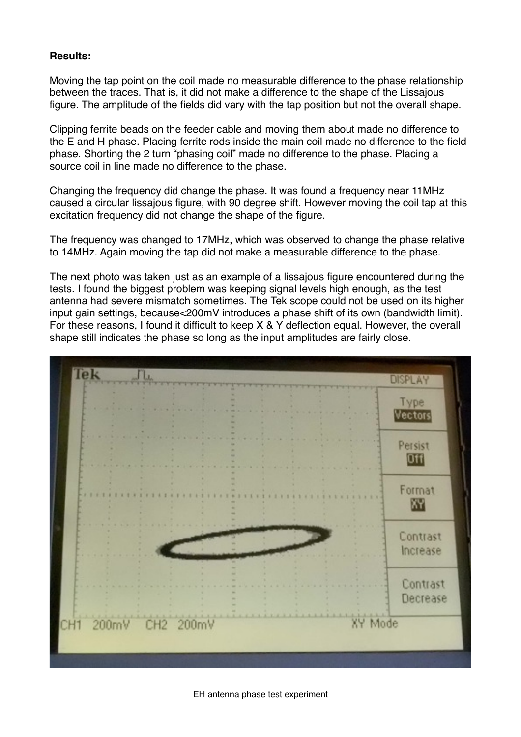**Results:**

Moving the tap point on the coil made no measurable difference to the phase relationship between the traces. That is, it did not make a difference to the shape of the Lissajous figure. The amplitude of the fields did vary with the tap position but not the overall shape.

Clipping ferrite beads on the feeder cable and moving them about made no difference to the E and H phase. Placing ferrite rods inside the main coil made no difference to the field phase. Shorting the 2 turn "phasing coil" made no difference to the phase. Placing a source coil in line made no difference to the phase.

Changing the frequency did change the phase. It was found a frequency near 11MHz caused a circular lissajous figure, with 90 degree shift. However moving the coil tap at this excitation frequency did not change the shape of the figure.

The frequency was changed to 17MHz, which was observed to change the phase relative to 14MHz. Again moving the tap did not make a measurable difference to the phase.

The next photo was taken just as an example of a lissajous figure encountered during the tests. I found the biggest problem was keeping signal levels high enough, as the test antenna had severe mismatch sometimes. The Tek scope could not be used on its higher input gain settings, because<200mV introduces a phase shift of its own (bandwidth limit). For these reasons, I found it difficult to keep X & Y deflection equal. However, the overall shape still indicates the phase so long as the input amplitudes are fairly close.

EH antenna phase test experiment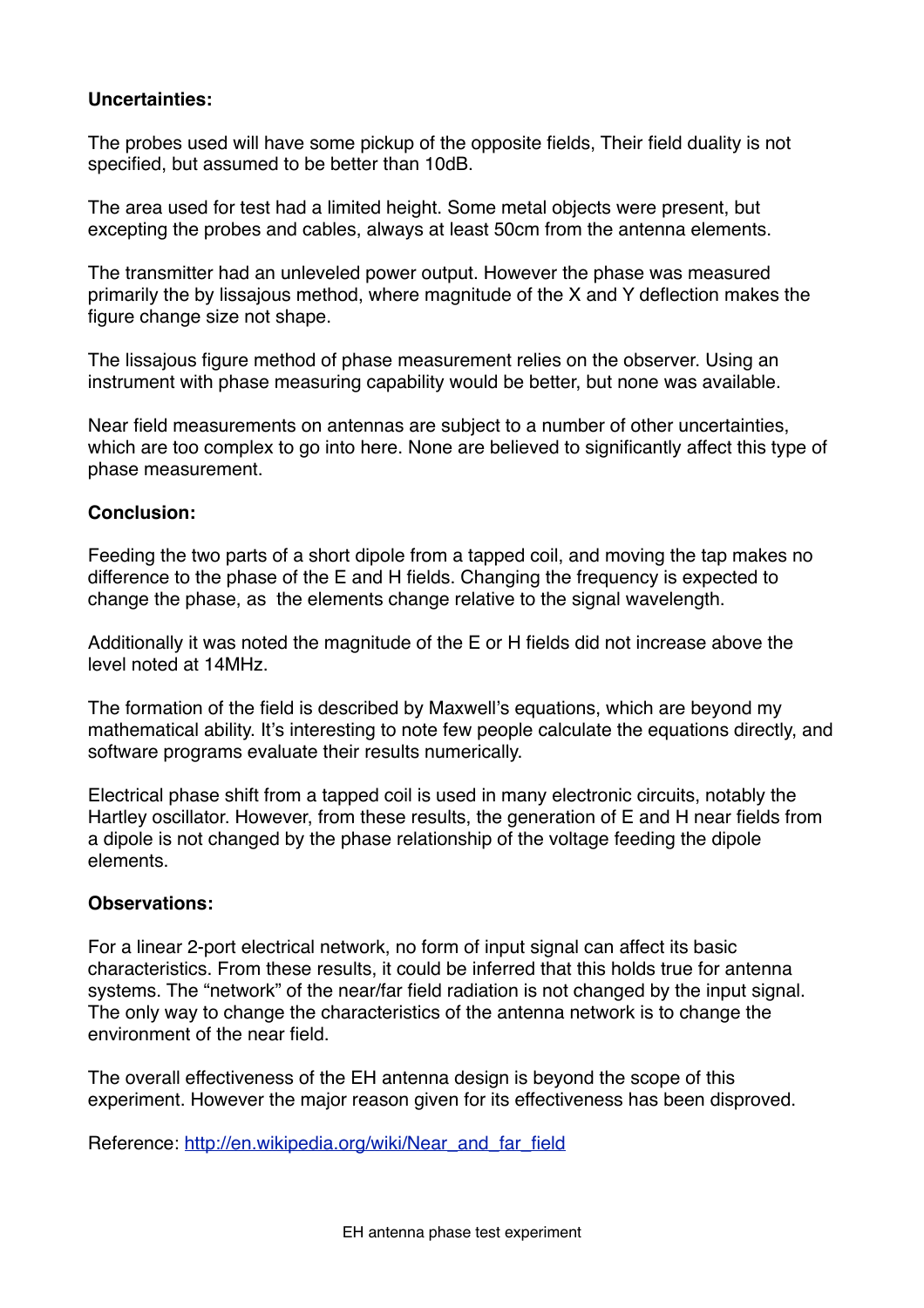**Uncertainties:**

The probes used will have some pickup of the opposite fields, Their field duality is not specified, but assumed to be better than 10dB.

The area used for test had a limited height. Some metal objects were present, but excepting the probes and cables, always at least 50cm from the antenna elements.

The transmitter had an unleveled power output. However the phase was measured primarily the by lissajous method, where magnitude of the X and Y deflection makes the figure change size not shape.

The lissajous figure method of phase measurement relies on the observer. Using an instrument with phase measuring capability would be better, but none was available.

Near field measurements on antennas are subject to a number of other uncertainties, which are too complex to go into here. None are believed to significantly affect this type of phase measurement.

**Conclusion:**

Feeding the two parts of a short dipole from a tapped coil, and moving the tap makes no difference to the phase of the E and H fields. Changing the frequency is expected to change the phase, as the elements change relative to the signal wavelength.

Additionally it was noted the magnitude of the E or H fields did not increase above the level noted at 14MHz.

The formation of the field is described by Maxwell's equations, which are beyond my mathematical ability. It's interesting to note few people calculate the equations directly, and software programs evaluate their results numerically.

Electrical phase shift from a tapped coil is used in many electronic circuits, notably the Hartley oscillator. However, from these results, the generation of E and H near fields from a dipole is not changed by the phase relationship of the voltage feeding the dipole elements.

**Observations:**

For a linear 2-port electrical network, no form of input signal can affect its basic characteristics. From these results, it could be inferred that this holds true for antenna systems. The "network" of the near/far field radiation is not changed by the input signal. The only way to change the characteristics of the antenna network is to change the environment of the near field.

The overall effectiveness of the EH antenna design is beyond the scope of this experiment. However the major reason given for its effectiveness has been disproved.

Reference: [http://en.wikipedia.org/wiki/Near_and_far_field](http://en.wikipedia.org/wiki/Near_and_far_field)